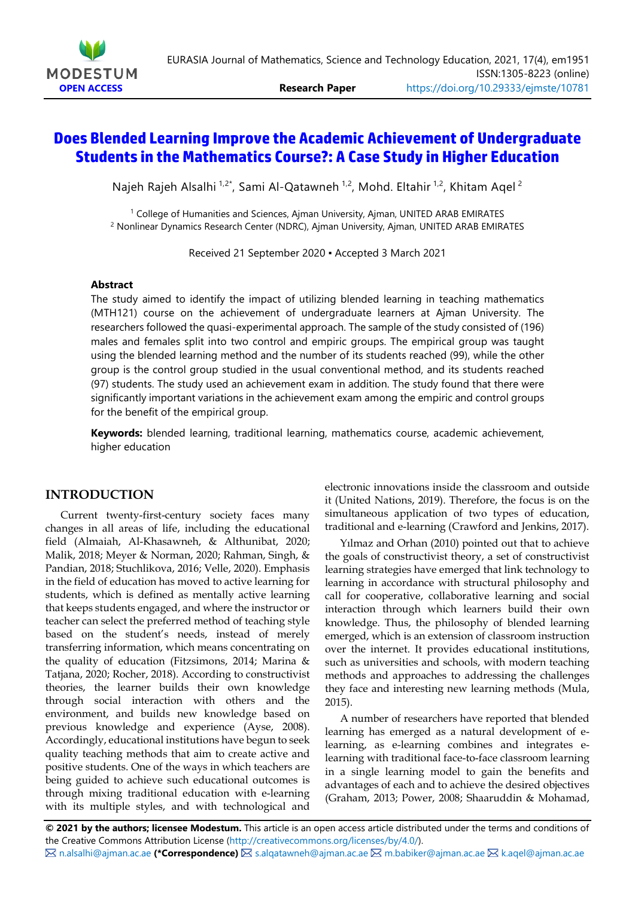# Does Blended Learning Improve the Academic Achievement of Undergraduate Students in the Mathematics Course?: A Case Study in Higher Education

Najeh Rajeh Alsalhi [1,2*], Sami Al-Qatawneh [1,2], Mohd. Eltahir [1,2], Khitam Aqel [2]

[1] College of Humanities and Sciences, Ajman University, Ajman, UNITED ARAB EMIRATES
[2] Nonlinear Dynamics Research Center (NDRC), Ajman University, Ajman, UNITED ARAB EMIRATES

Received 21 September 2020 ▪ Accepted 3 March 2021

### Abstract

The study aimed to identify the impact of utilizing blended learning in teaching mathematics (MTH121) course on the achievement of undergraduate learners at Ajman University. The researchers followed the quasi-experimental approach. The sample of the study consisted of (196) males and females split into two control and empiric groups. The empirical group was taught using the blended learning method and the number of its students reached (99), while the other group is the control group studied in the usual conventional method, and its students reached (97) students. The study used an achievement exam in addition. The study found that there were significantly important variations in the achievement exam among the empiric and control groups for the benefit of the empirical group.

**Keywords:** blended learning, traditional learning, mathematics course, academic achievement, higher education

## INTRODUCTION

Current twenty-first-century society faces many changes in all areas of life, including the educational field (Almaiah, Al-Khasawneh, & Althunibat, 2020; Malik, 2018; Meyer & Norman, 2020; Rahman, Singh, & Pandian, 2018; Stuchlikova, 2016; Velle, 2020). Emphasis in the field of education has moved to active learning for students, which is defined as mentally active learning that keeps students engaged, and where the instructor or teacher can select the preferred method of teaching style based on the student's needs, instead of merely transferring information, which means concentrating on the quality of education (Fitzsimons, 2014; Marina & Tatjana, 2020; Rocher, 2018). According to constructivist theories, the learner builds their own knowledge through social interaction with others and the environment, and builds new knowledge based on previous knowledge and experience (Ayse, 2008). Accordingly, educational institutions have begun to seek quality teaching methods that aim to create active and positive students. One of the ways in which teachers are being guided to achieve such educational outcomes is through mixing traditional education with e-learning with its multiple styles, and with technological and electronic innovations inside the classroom and outside it (United Nations, 2019). Therefore, the focus is on the simultaneous application of two types of education, traditional and e-learning (Crawford and Jenkins, 2017).

Yılmaz and Orhan (2010) pointed out that to achieve the goals of constructivist theory, a set of constructivist learning strategies have emerged that link technology to learning in accordance with structural philosophy and call for cooperative, collaborative learning and social interaction through which learners build their own knowledge. Thus, the philosophy of blended learning emerged, which is an extension of classroom instruction over the internet. It provides educational institutions, such as universities and schools, with modern teaching methods and approaches to addressing the challenges they face and interesting new learning methods (Mula, 2015).

A number of researchers have reported that blended learning has emerged as a natural development of e-learning, as e-learning combines and integrates e-learning with traditional face-to-face classroom learning in a single learning model to gain the benefits and advantages of each and to achieve the desired objectives (Graham, 2013; Power, 2008; Shaaruddin & Mohamad,

**© 2021 by the authors; licensee Modestum.** This article is an open access article distributed under the terms and conditions of the Creative Commons Attribution License (http://creativecommons.org/licenses/by/4.0/).
n.alsalhi@ajman.ac.ae **(*Correspondence)** s.alqatawneh@ajman.ac.ae m.babiker@ajman.ac.ae k.aqel@ajman.ac.ae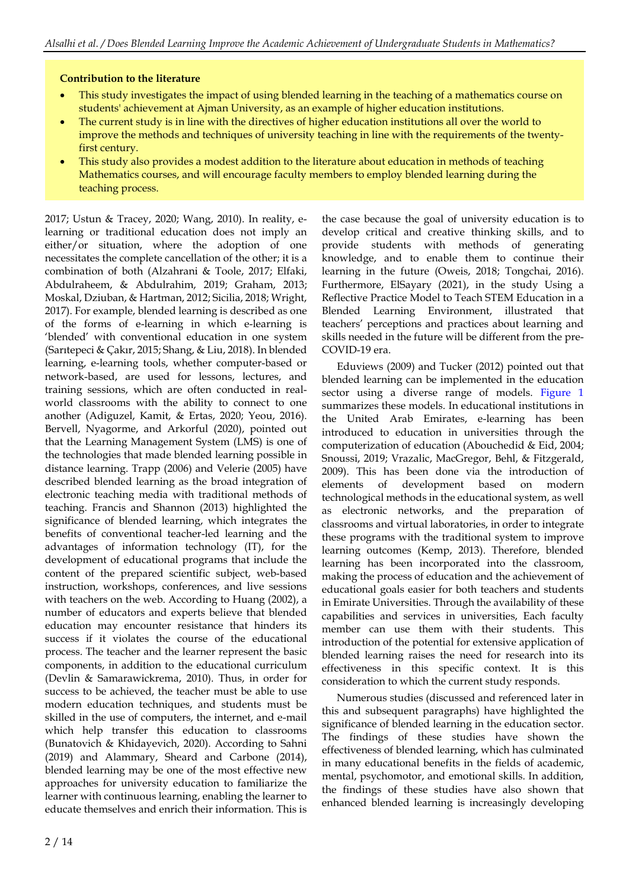**Contribution to the literature**

- This study investigates the impact of using blended learning in the teaching of a mathematics course on students' achievement at Ajman University, as an example of higher education institutions.
- The current study is in line with the directives of higher education institutions all over the world to improve the methods and techniques of university teaching in line with the requirements of the twenty-first century.
- This study also provides a modest addition to the literature about education in methods of teaching Mathematics courses, and will encourage faculty members to employ blended learning during the teaching process.

2017; Ustun & Tracey, 2020; Wang, 2010). In reality, e-learning or traditional education does not imply an either/or situation, where the adoption of one necessitates the complete cancellation of the other; it is a combination of both (Alzahrani & Toole, 2017; Elfaki, Abdulraheem, & Abdulrahim, 2019; Graham, 2013; Moskal, Dziuban, & Hartman, 2012; Sicilia, 2018; Wright, 2017). For example, blended learning is described as one of the forms of e-learning in which e-learning is 'blended' with conventional education in one system (Sarıtepeci & Çakır, 2015; Shang, & Liu, 2018). In blended learning, e-learning tools, whether computer-based or network-based, are used for lessons, lectures, and training sessions, which are often conducted in real-world classrooms with the ability to connect to one another (Adiguzel, Kamit, & Ertas, 2020; Yeou, 2016). Bervell, Nyagorme, and Arkorful (2020), pointed out that the Learning Management System (LMS) is one of the technologies that made blended learning possible in distance learning. Trapp (2006) and Velerie (2005) have described blended learning as the broad integration of electronic teaching media with traditional methods of teaching. Francis and Shannon (2013) highlighted the significance of blended learning, which integrates the benefits of conventional teacher-led learning and the advantages of information technology (IT), for the development of educational programs that include the content of the prepared scientific subject, web-based instruction, workshops, conferences, and live sessions with teachers on the web. According to Huang (2002), a number of educators and experts believe that blended education may encounter resistance that hinders its success if it violates the course of the educational process. The teacher and the learner represent the basic components, in addition to the educational curriculum (Devlin & Samarawickrema, 2010). Thus, in order for success to be achieved, the teacher must be able to use modern education techniques, and students must be skilled in the use of computers, the internet, and e-mail which help transfer this education to classrooms (Bunatovich & Khidayevich, 2020). According to Sahni (2019) and Alammary, Sheard and Carbone (2014), blended learning may be one of the most effective new approaches for university education to familiarize the learner with continuous learning, enabling the learner to educate themselves and enrich their information. This is the case because the goal of university education is to develop critical and creative thinking skills, and to provide students with methods of generating knowledge, and to enable them to continue their learning in the future (Oweis, 2018; Tongchai, 2016). Furthermore, ElSayary (2021), in the study Using a Reflective Practice Model to Teach STEM Education in a Blended Learning Environment, illustrated that teachers' perceptions and practices about learning and skills needed in the future will be different from the pre-COVID-19 era.

Eduviews (2009) and Tucker (2012) pointed out that blended learning can be implemented in the education sector using a diverse range of models. Figure 1 summarizes these models. In educational institutions in the United Arab Emirates, e-learning has been introduced to education in universities through the computerization of education (Abouchedid & Eid, 2004; Snoussi, 2019; Vrazalic, MacGregor, Behl, & Fitzgerald, 2009). This has been done via the introduction of elements of development based on modern technological methods in the educational system, as well as electronic networks, and the preparation of classrooms and virtual laboratories, in order to integrate these programs with the traditional system to improve learning outcomes (Kemp, 2013). Therefore, blended learning has been incorporated into the classroom, making the process of education and the achievement of educational goals easier for both teachers and students in Emirate Universities. Through the availability of these capabilities and services in universities, Each faculty member can use them with their students. This introduction of the potential for extensive application of blended learning raises the need for research into its effectiveness in this specific context. It is this consideration to which the current study responds.

Numerous studies (discussed and referenced later in this and subsequent paragraphs) have highlighted the significance of blended learning in the education sector. The findings of these studies have shown the effectiveness of blended learning, which has culminated in many educational benefits in the fields of academic, mental, psychomotor, and emotional skills. In addition, the findings of these studies have also shown that enhanced blended learning is increasingly developing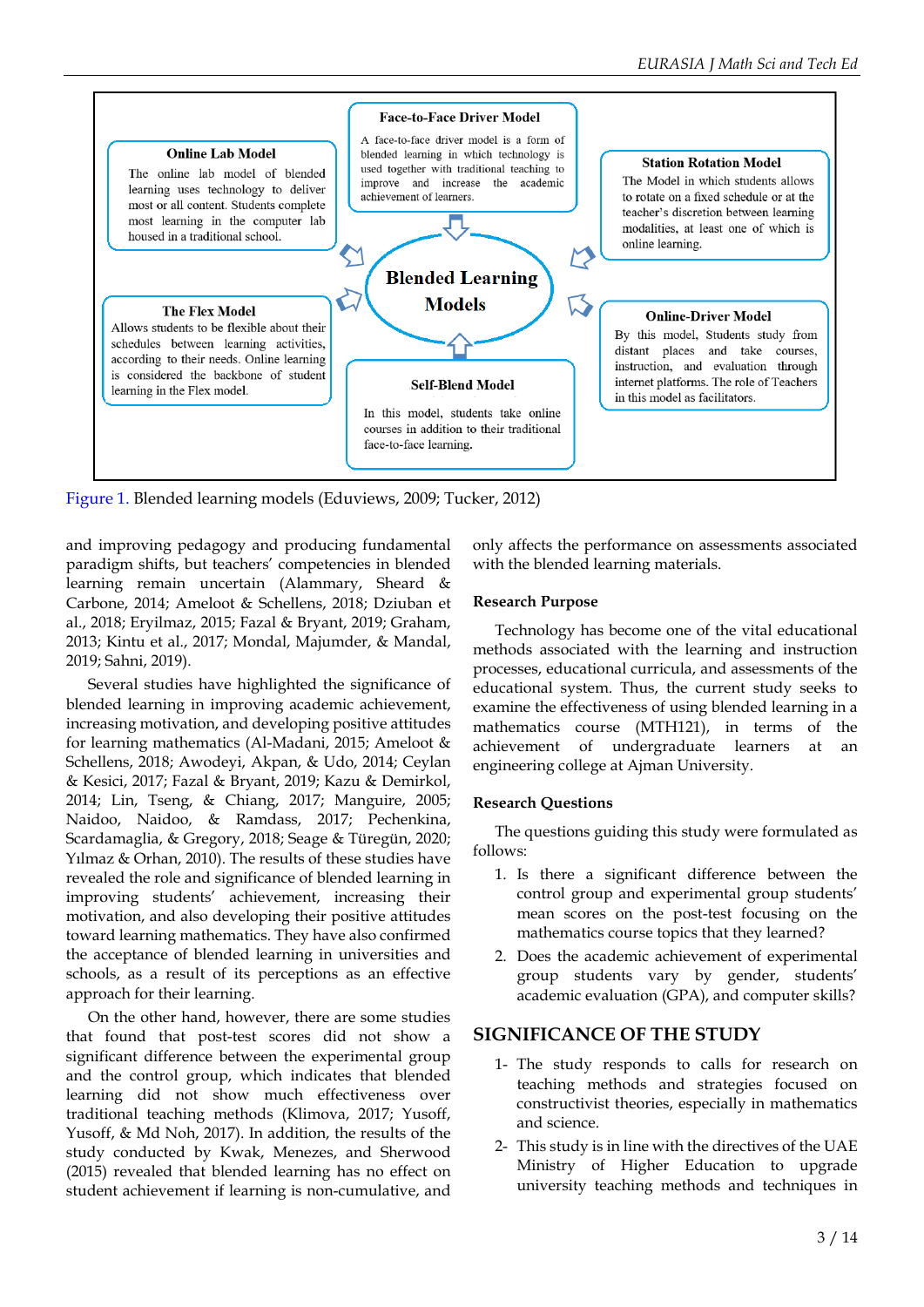**Online Lab Model**

The online lab model of blended learning uses technology to deliver most or all content. Students complete most learning in the computer lab housed in a traditional school.

**Face-to-Face Driver Model**

A face-to-face driver model is a form of blended learning in which technology is used together with traditional teaching to improve and increase the academic achievement of learners.

**Station Rotation Model**

The Model in which students allows to rotate on a fixed schedule or at the teacher's discretion between learning modalities, at least one of which is online learning.

**Blended Learning Models**

**The Flex Model**

Allows students to be flexible about their schedules between learning activities, according to their needs. Online learning is considered the backbone of student learning in the Flex model.

**Self-Blend Model**

In this model, students take online courses in addition to their traditional face-to-face learning.

**Online-Driver Model**

By this model, Students study from distant places and take courses, instruction, and evaluation through internet platforms. The role of Teachers in this model as facilitators.

Figure 1. Blended learning models (Eduviews, 2009; Tucker, 2012)

and improving pedagogy and producing fundamental paradigm shifts, but teachers' competencies in blended learning remain uncertain (Alammary, Sheard & Carbone, 2014; Ameloot & Schellens, 2018; Dziuban et al., 2018; Eryilmaz, 2015; Fazal & Bryant, 2019; Graham, 2013; Kintu et al., 2017; Mondal, Majumder, & Mandal, 2019; Sahni, 2019).

Several studies have highlighted the significance of blended learning in improving academic achievement, increasing motivation, and developing positive attitudes for learning mathematics (Al-Madani, 2015; Ameloot & Schellens, 2018; Awodeyi, Akpan, & Udo, 2014; Ceylan & Kesici, 2017; Fazal & Bryant, 2019; Kazu & Demirkol, 2014; Lin, Tseng, & Chiang, 2017; Manguire, 2005; Naidoo, Naidoo, & Ramdass, 2017; Pechenkina, Scardamaglia, & Gregory, 2018; Seage & Türegün, 2020; Yılmaz & Orhan, 2010). The results of these studies have revealed the role and significance of blended learning in improving students' achievement, increasing their motivation, and also developing their positive attitudes toward learning mathematics. They have also confirmed the acceptance of blended learning in universities and schools, as a result of its perceptions as an effective approach for their learning.

On the other hand, however, there are some studies that found that post-test scores did not show a significant difference between the experimental group and the control group, which indicates that blended learning did not show much effectiveness over traditional teaching methods (Klimova, 2017; Yusoff, Yusoff, & Md Noh, 2017). In addition, the results of the study conducted by Kwak, Menezes, and Sherwood (2015) revealed that blended learning has no effect on student achievement if learning is non-cumulative, and only affects the performance on assessments associated with the blended learning materials.

### Research Purpose

Technology has become one of the vital educational methods associated with the learning and instruction processes, educational curricula, and assessments of the educational system. Thus, the current study seeks to examine the effectiveness of using blended learning in a mathematics course (MTH121), in terms of the achievement of undergraduate learners at an engineering college at Ajman University.

### Research Questions

The questions guiding this study were formulated as follows:

1. Is there a significant difference between the control group and experimental group students' mean scores on the post-test focusing on the mathematics course topics that they learned?
2. Does the academic achievement of experimental group students vary by gender, students' academic evaluation (GPA), and computer skills?

## SIGNIFICANCE OF THE STUDY

1- The study responds to calls for research on teaching methods and strategies focused on constructivist theories, especially in mathematics and science.

2- This study is in line with the directives of the UAE Ministry of Higher Education to upgrade university teaching methods and techniques in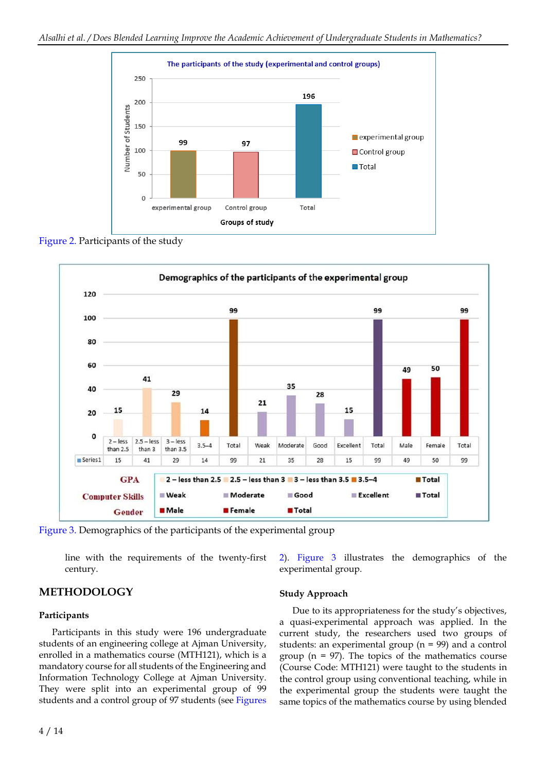Figure 2. Participants of the study

Figure 3. Demographics of the participants of the experimental group

line with the requirements of the twenty-first century.

## METHODOLOGY

### Participants

Participants in this study were 196 undergraduate students of an engineering college at Ajman University, enrolled in a mathematics course (MTH121), which is a mandatory course for all students of the Engineering and Information Technology College at Ajman University. They were split into an experimental group of 99 students and a control group of 97 students (see Figures 2). Figure 3 illustrates the demographics of the experimental group.

### Study Approach

Due to its appropriateness for the study's objectives, a quasi-experimental approach was applied. In the current study, the researchers used two groups of students: an experimental group (n = 99) and a control group (n = 97). The topics of the mathematics course (Course Code: MTH121) were taught to the students in the control group using conventional teaching, while in the experimental group the students were taught the same topics of the mathematics course by using blended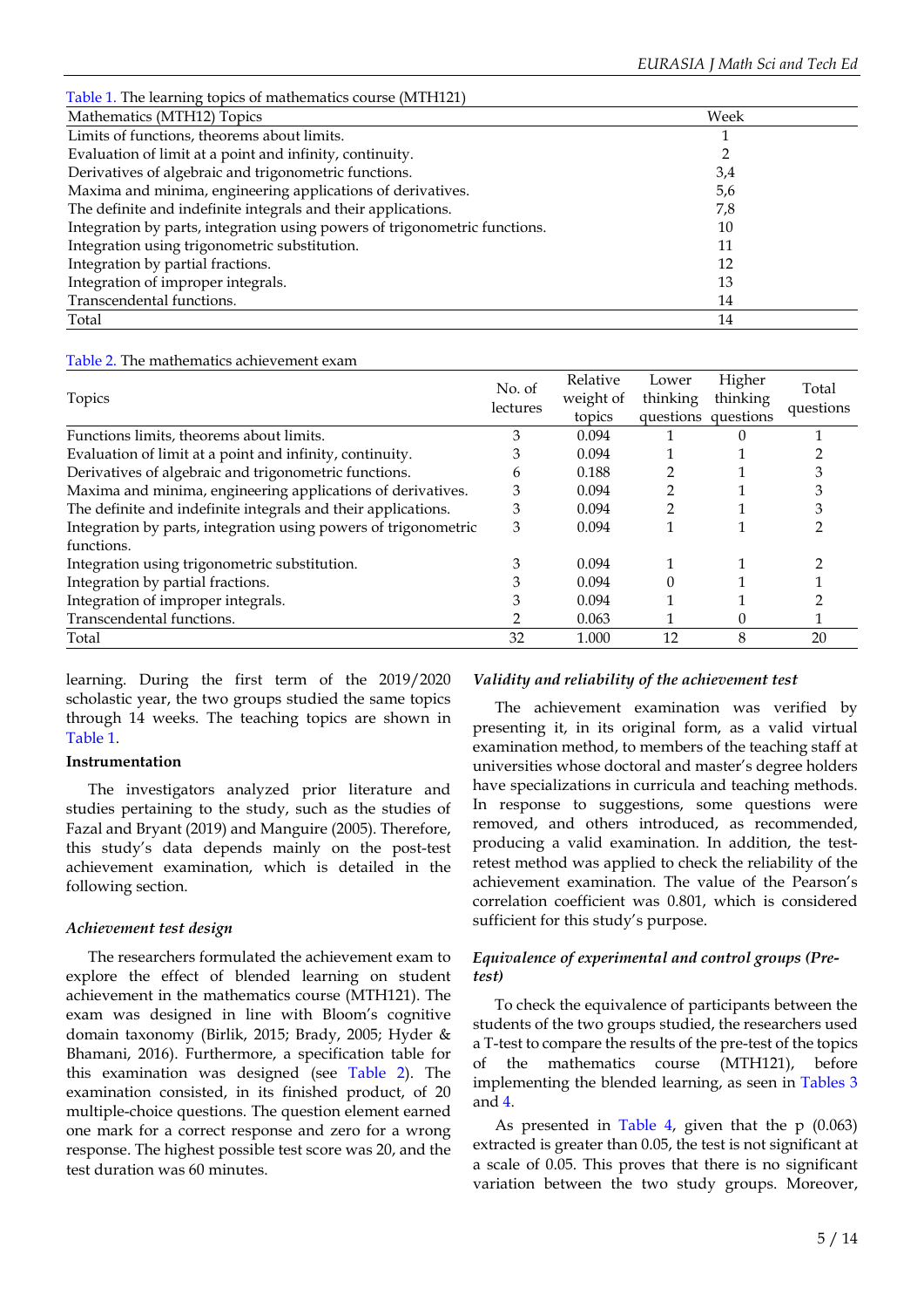Table 1. The learning topics of mathematics course (MTH121)

| Mathematics (MTH12) Topics | Week |
|---|---|
| Limits of functions, theorems about limits. | 1 |
| Evaluation of limit at a point and infinity, continuity. | 2 |
| Derivatives of algebraic and trigonometric functions. | 3,4 |
| Maxima and minima, engineering applications of derivatives. | 5,6 |
| The definite and indefinite integrals and their applications. | 7,8 |
| Integration by parts, integration using powers of trigonometric functions. | 10 |
| Integration using trigonometric substitution. | 11 |
| Integration by partial fractions. | 12 |
| Integration of improper integrals. | 13 |
| Transcendental functions. | 14 |
| Total | 14 |

Table 2. The mathematics achievement exam

| Topics | No. of lectures | Relative weight of topics | Lower thinking questions | Higher thinking questions | Total questions |
|---|---|---|---|---|---|
| Functions limits, theorems about limits. | 3 | 0.094 | 1 | 0 | 1 |
| Evaluation of limit at a point and infinity, continuity. | 3 | 0.094 | 1 | 1 | 2 |
| Derivatives of algebraic and trigonometric functions. | 6 | 0.188 | 2 | 1 | 3 |
| Maxima and minima, engineering applications of derivatives. | 3 | 0.094 | 2 | 1 | 3 |
| The definite and indefinite integrals and their applications. | 3 | 0.094 | 2 | 1 | 3 |
| Integration by parts, integration using powers of trigonometric functions. | 3 | 0.094 | 1 | 1 | 2 |
| Integration using trigonometric substitution. | 3 | 0.094 | 1 | 1 | 2 |
| Integration by partial fractions. | 3 | 0.094 | 0 | 1 | 1 |
| Integration of improper integrals. | 3 | 0.094 | 1 | 1 | 2 |
| Transcendental functions. | 2 | 0.063 | 1 | 0 | 1 |
| Total | 32 | 1.000 | 12 | 8 | 20 |

learning. During the first term of the 2019/2020 scholastic year, the two groups studied the same topics through 14 weeks. The teaching topics are shown in Table 1.

**Instrumentation**

The investigators analyzed prior literature and studies pertaining to the study, such as the studies of Fazal and Bryant (2019) and Manguire (2005). Therefore, this study's data depends mainly on the post-test achievement examination, which is detailed in the following section.

*Achievement test design*

The researchers formulated the achievement exam to explore the effect of blended learning on student achievement in the mathematics course (MTH121). The exam was designed in line with Bloom's cognitive domain taxonomy (Birlik, 2015; Brady, 2005; Hyder & Bhamani, 2016). Furthermore, a specification table for this examination was designed (see Table 2). The examination consisted, in its finished product, of 20 multiple-choice questions. The question element earned one mark for a correct response and zero for a wrong response. The highest possible test score was 20, and the test duration was 60 minutes.

*Validity and reliability of the achievement test*

The achievement examination was verified by presenting it, in its original form, as a valid virtual examination method, to members of the teaching staff at universities whose doctoral and master's degree holders have specializations in curricula and teaching methods. In response to suggestions, some questions were removed, and others introduced, as recommended, producing a valid examination. In addition, the test-retest method was applied to check the reliability of the achievement examination. The value of the Pearson's correlation coefficient was 0.801, which is considered sufficient for this study's purpose.

*Equivalence of experimental and control groups (Pre-test)*

To check the equivalence of participants between the students of the two groups studied, the researchers used a T-test to compare the results of the pre-test of the topics of the mathematics course (MTH121), before implementing the blended learning, as seen in Tables 3 and 4.

As presented in Table 4, given that the p (0.063) extracted is greater than 0.05, the test is not significant at a scale of 0.05. This proves that there is no significant variation between the two study groups. Moreover,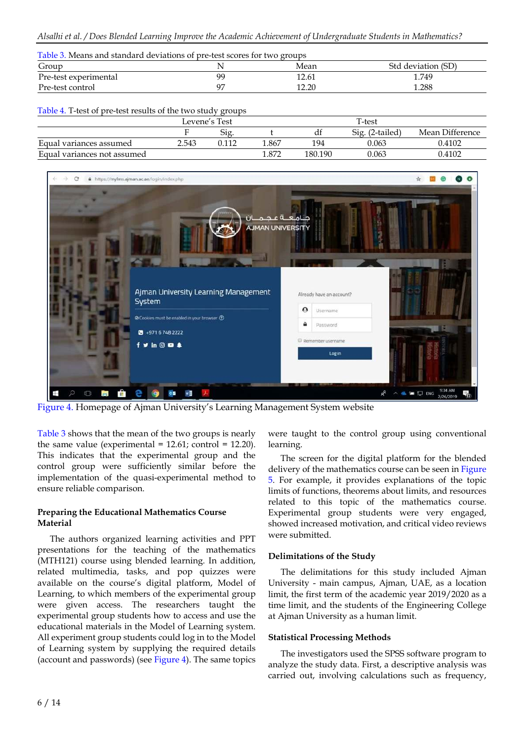Table 3. Means and standard deviations of pre-test scores for two groups

| Group | N | Mean | Std deviation (SD) |
|---|---|---|---|
| Pre-test experimental | 99 | 12.61 | 1.749 |
| Pre-test control | 97 | 12.20 | 1.288 |

Table 4. T-test of pre-test results of the two study groups

| | Levene's Test | | T-test | | | |
|---|---|---|---|---|---|---|
| | F | Sig. | t | df | Sig. (2-tailed) | Mean Difference |
| Equal variances assumed | 2.543 | 0.112 | 1.867 | 194 | 0.063 | 0.4102 |
| Equal variances not assumed | | | 1.872 | 180.190 | 0.063 | 0.4102 |

Figure 4. Homepage of Ajman University's Learning Management System website

Table 3 shows that the mean of the two groups is nearly the same value (experimental = 12.61; control = 12.20). This indicates that the experimental group and the control group were sufficiently similar before the implementation of the quasi-experimental method to ensure reliable comparison.

## Preparing the Educational Mathematics Course Material

The authors organized learning activities and PPT presentations for the teaching of the mathematics (MTH121) course using blended learning. In addition, related multimedia, tasks, and pop quizzes were available on the course's digital platform, Model of Learning, to which members of the experimental group were given access. The researchers taught the experimental group students how to access and use the educational materials in the Model of Learning system. All experiment group students could log in to the Model of Learning system by supplying the required details (account and passwords) (see Figure 4). The same topics were taught to the control group using conventional learning.

The screen for the digital platform for the blended delivery of the mathematics course can be seen in Figure 5. For example, it provides explanations of the topic limits of functions, theorems about limits, and resources related to this topic of the mathematics course. Experimental group students were very engaged, showed increased motivation, and critical video reviews were submitted.

## Delimitations of the Study

The delimitations for this study included Ajman University - main campus, Ajman, UAE, as a location limit, the first term of the academic year 2019/2020 as a time limit, and the students of the Engineering College at Ajman University as a human limit.

## Statistical Processing Methods

The investigators used the SPSS software program to analyze the study data. First, a descriptive analysis was carried out, involving calculations such as frequency,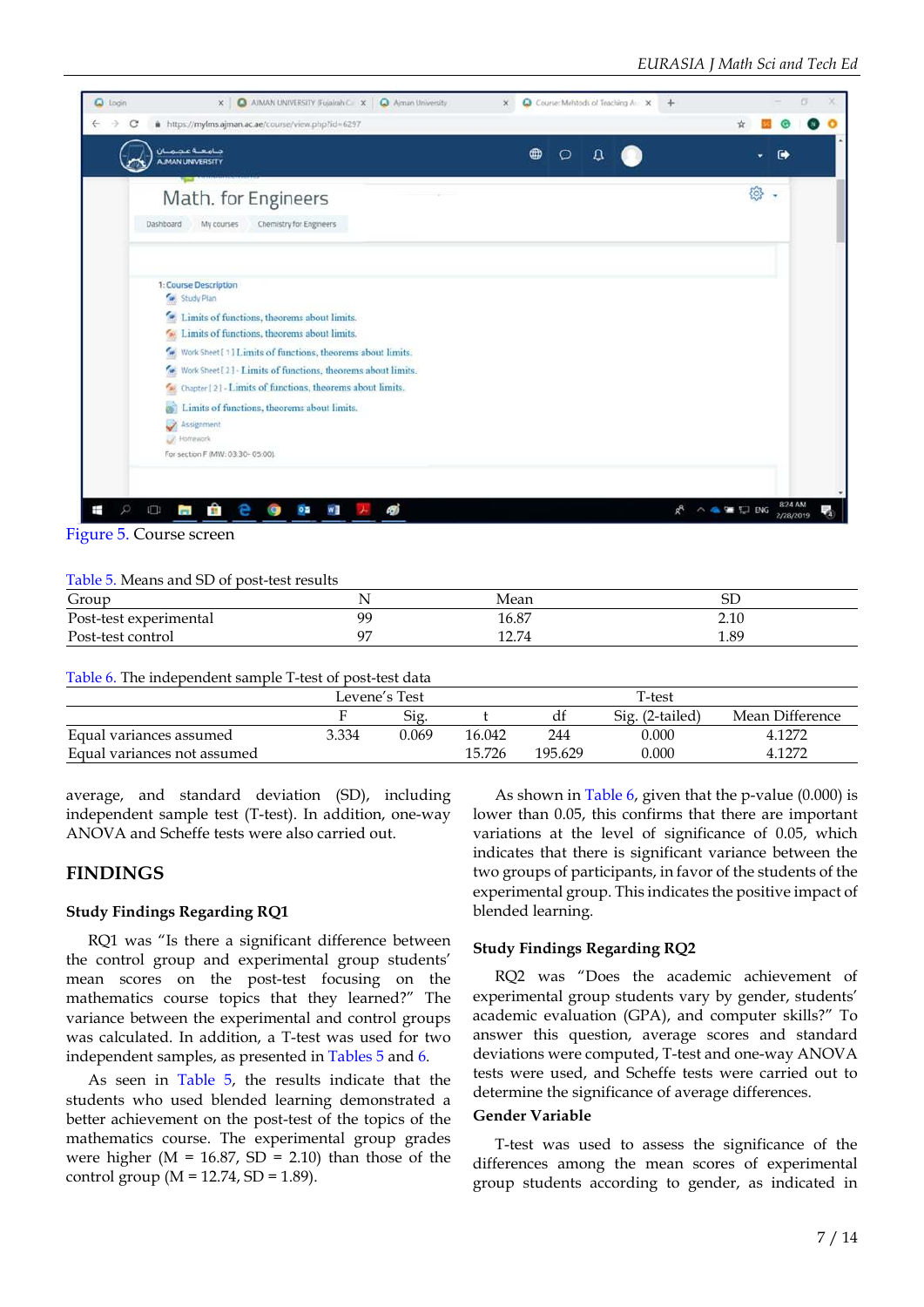Figure 5. Course screen

Table 5. Means and SD of post-test results

| Group | N | Mean | SD |
|---|---|---|---|
| Post-test experimental | 99 | 16.87 | 2.10 |
| Post-test control | 97 | 12.74 | 1.89 |

Table 6. The independent sample T-test of post-test data

| | Levene's Test | | T-test | | | |
|---|---|---|---|---|---|---|
| | F | Sig. | t | df | Sig. (2-tailed) | Mean Difference |
| Equal variances assumed | 3.334 | 0.069 | 16.042 | 244 | 0.000 | 4.1272 |
| Equal variances not assumed | | | 15.726 | 195.629 | 0.000 | 4.1272 |

average, and standard deviation (SD), including independent sample test (T-test). In addition, one-way ANOVA and Scheffe tests were also carried out.

## FINDINGS

### Study Findings Regarding RQ1

RQ1 was "Is there a significant difference between the control group and experimental group students' mean scores on the post-test focusing on the mathematics course topics that they learned?" The variance between the experimental and control groups was calculated. In addition, a T-test was used for two independent samples, as presented in Tables 5 and 6.

As seen in Table 5, the results indicate that the students who used blended learning demonstrated a better achievement on the post-test of the topics of the mathematics course. The experimental group grades were higher (M = 16.87, SD = 2.10) than those of the control group (M = 12.74, SD = 1.89).

As shown in Table 6, given that the p-value (0.000) is lower than 0.05, this confirms that there are important variations at the level of significance of 0.05, which indicates that there is significant variance between the two groups of participants, in favor of the students of the experimental group. This indicates the positive impact of blended learning.

### Study Findings Regarding RQ2

RQ2 was "Does the academic achievement of experimental group students vary by gender, students' academic evaluation (GPA), and computer skills?" To answer this question, average scores and standard deviations were computed, T-test and one-way ANOVA tests were used, and Scheffe tests were carried out to determine the significance of average differences.

**Gender Variable**

T-test was used to assess the significance of the differences among the mean scores of experimental group students according to gender, as indicated in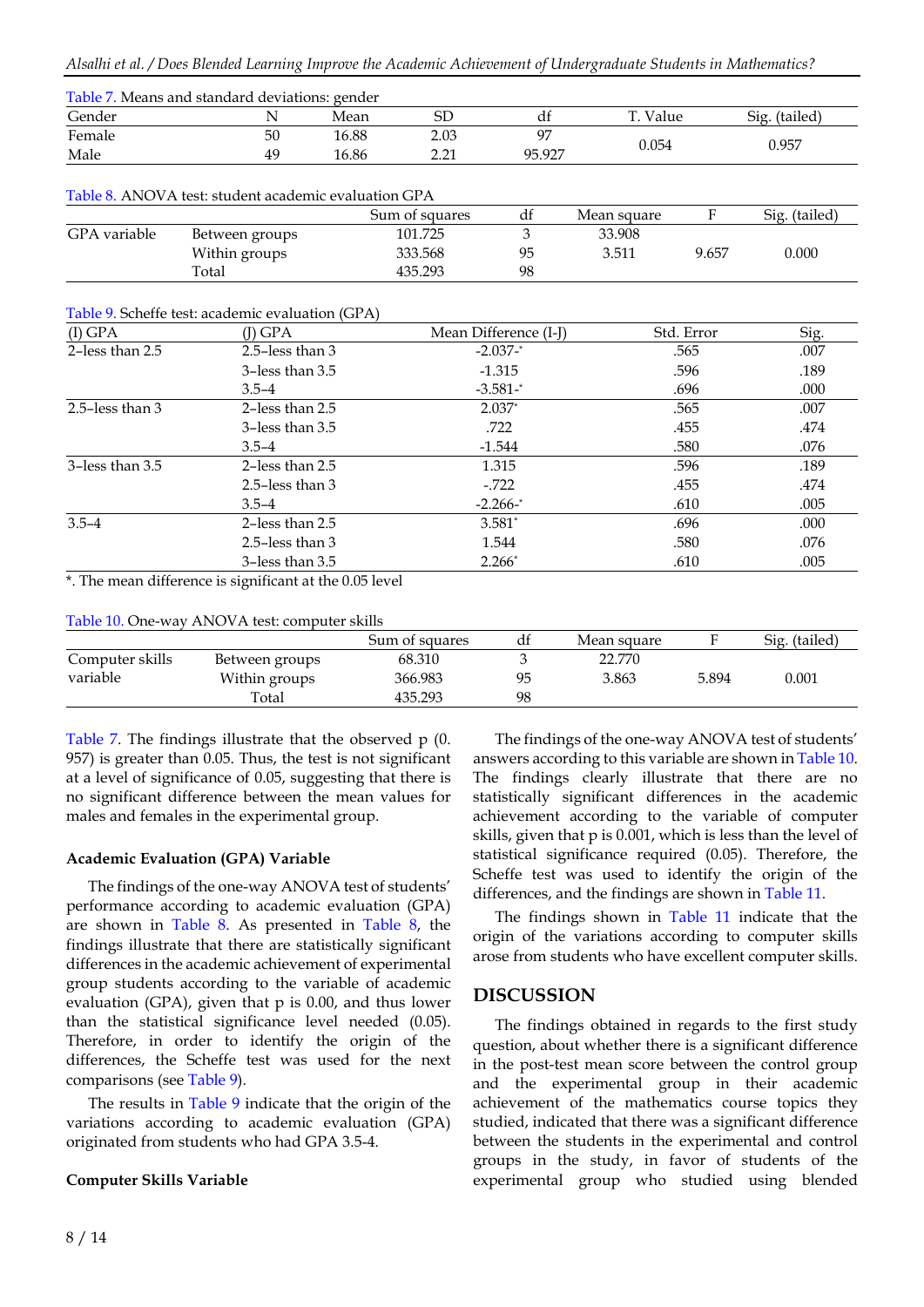Table 7. Means and standard deviations: gender

| Gender | N | Mean | SD | df | T. Value | Sig. (tailed) |
|---|---|---|---|---|---|---|
| Female | 50 | 16.88 | 2.03 | 97 | 0.054 | 0.957 |
| Male | 49 | 16.86 | 2.21 | 95.927 | | |

Table 8. ANOVA test: student academic evaluation GPA

| | | Sum of squares | df | Mean square | F | Sig. (tailed) |
|---|---|---|---|---|---|---|
| GPA variable | Between groups | 101.725 | 3 | 33.908 | 9.657 | 0.000 |
| | Within groups | 333.568 | 95 | 3.511 | | |
| | Total | 435.293 | 98 | | | |

Table 9. Scheffe test: academic evaluation (GPA)

| (I) GPA | (J) GPA | Mean Difference (I-J) | Std. Error | Sig. |
|---|---|---|---|---|
| 2–less than 2.5 | 2.5–less than 3 | -2.037-* | .565 | .007 |
| | 3–less than 3.5 | -1.315 | .596 | .189 |
| | 3.5–4 | -3.581-* | .696 | .000 |
| 2.5–less than 3 | 2–less than 2.5 | 2.037* | .565 | .007 |
| | 3–less than 3.5 | .722 | .455 | .474 |
| | 3.5–4 | -1.544 | .580 | .076 |
| 3–less than 3.5 | 2–less than 2.5 | 1.315 | .596 | .189 |
| | 2.5–less than 3 | -.722 | .455 | .474 |
| | 3.5–4 | -2.266-* | .610 | .005 |
| 3.5–4 | 2–less than 2.5 | 3.581* | .696 | .000 |
| | 2.5–less than 3 | 1.544 | .580 | .076 |
| | 3–less than 3.5 | 2.266* | .610 | .005 |

*. The mean difference is significant at the 0.05 level

Table 10. One-way ANOVA test: computer skills

| | | Sum of squares | df | Mean square | F | Sig. (tailed) |
|---|---|---|---|---|---|---|
| Computer skills variable | Between groups | 68.310 | 3 | 22.770 | 5.894 | 0.001 |
| | Within groups | 366.983 | 95 | 3.863 | | |
| | Total | 435.293 | 98 | | | |

Table 7. The findings illustrate that the observed p (0. 957) is greater than 0.05. Thus, the test is not significant at a level of significance of 0.05, suggesting that there is no significant difference between the mean values for males and females in the experimental group.

**Academic Evaluation (GPA) Variable**

The findings of the one-way ANOVA test of students' performance according to academic evaluation (GPA) are shown in Table 8. As presented in Table 8, the findings illustrate that there are statistically significant differences in the academic achievement of experimental group students according to the variable of academic evaluation (GPA), given that p is 0.00, and thus lower than the statistical significance level needed (0.05). Therefore, in order to identify the origin of the differences, the Scheffe test was used for the next comparisons (see Table 9).

The results in Table 9 indicate that the origin of the variations according to academic evaluation (GPA) originated from students who had GPA 3.5-4.

**Computer Skills Variable**

The findings of the one-way ANOVA test of students' answers according to this variable are shown in Table 10. The findings clearly illustrate that there are no statistically significant differences in the academic achievement according to the variable of computer skills, given that p is 0.001, which is less than the level of statistical significance required (0.05). Therefore, the Scheffe test was used to identify the origin of the differences, and the findings are shown in Table 11.

The findings shown in Table 11 indicate that the origin of the variations according to computer skills arose from students who have excellent computer skills.

## DISCUSSION

The findings obtained in regards to the first study question, about whether there is a significant difference in the post-test mean score between the control group and the experimental group in their academic achievement of the mathematics course topics they studied, indicated that there was a significant difference between the students in the experimental and control groups in the study, in favor of students of the experimental group who studied using blended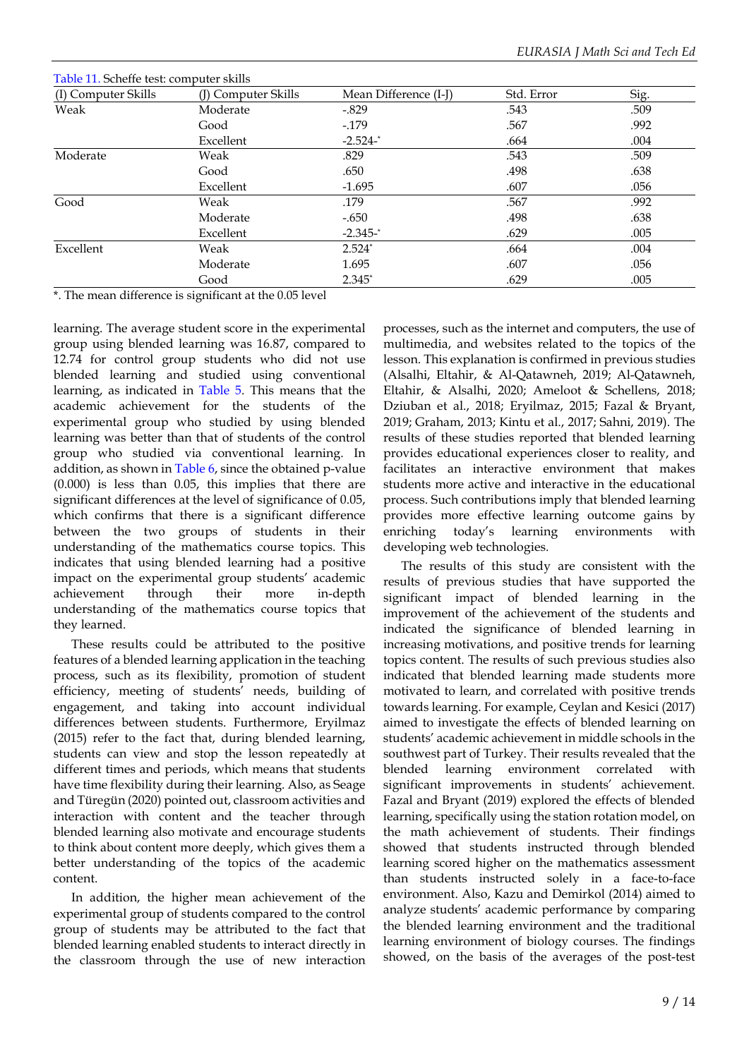Table 11. Scheffe test: computer skills

| (I) Computer Skills | (J) Computer Skills | Mean Difference (I-J) | Std. Error | Sig. |
|---|---|---|---|---|
| Weak | Moderate | -.829 | .543 | .509 |
| | Good | -.179 | .567 | .992 |
| | Excellent | -2.524-* | .664 | .004 |
| Moderate | Weak | .829 | .543 | .509 |
| | Good | .650 | .498 | .638 |
| | Excellent | -1.695 | .607 | .056 |
| Good | Weak | .179 | .567 | .992 |
| | Moderate | -.650 | .498 | .638 |
| | Excellent | -2.345-* | .629 | .005 |
| Excellent | Weak | 2.524* | .664 | .004 |
| | Moderate | 1.695 | .607 | .056 |
| | Good | 2.345* | .629 | .005 |

*. The mean difference is significant at the 0.05 level

learning. The average student score in the experimental group using blended learning was 16.87, compared to 12.74 for control group students who did not use blended learning and studied using conventional learning, as indicated in Table 5. This means that the academic achievement for the students of the experimental group who studied by using blended learning was better than that of students of the control group who studied via conventional learning. In addition, as shown in Table 6, since the obtained p-value (0.000) is less than 0.05, this implies that there are significant differences at the level of significance of 0.05, which confirms that there is a significant difference between the two groups of students in their understanding of the mathematics course topics. This indicates that using blended learning had a positive impact on the experimental group students' academic achievement through their more in-depth understanding of the mathematics course topics that they learned.

These results could be attributed to the positive features of a blended learning application in the teaching process, such as its flexibility, promotion of student efficiency, meeting of students' needs, building of engagement, and taking into account individual differences between students. Furthermore, Eryilmaz (2015) refer to the fact that, during blended learning, students can view and stop the lesson repeatedly at different times and periods, which means that students have time flexibility during their learning. Also, as Seage and Türegün (2020) pointed out, classroom activities and interaction with content and the teacher through blended learning also motivate and encourage students to think about content more deeply, which gives them a better understanding of the topics of the academic content.

In addition, the higher mean achievement of the experimental group of students compared to the control group of students may be attributed to the fact that blended learning enabled students to interact directly in the classroom through the use of new interaction processes, such as the internet and computers, the use of multimedia, and websites related to the topics of the lesson. This explanation is confirmed in previous studies (Alsalhi, Eltahir, & Al-Qatawneh, 2019; Al-Qatawneh, Eltahir, & Alsalhi, 2020; Ameloot & Schellens, 2018; Dziuban et al., 2018; Eryilmaz, 2015; Fazal & Bryant, 2019; Graham, 2013; Kintu et al., 2017; Sahni, 2019). The results of these studies reported that blended learning provides educational experiences closer to reality, and facilitates an interactive environment that makes students more active and interactive in the educational process. Such contributions imply that blended learning provides more effective learning outcome gains by enriching today's learning environments with developing web technologies.

The results of this study are consistent with the results of previous studies that have supported the significant impact of blended learning in the improvement of the achievement of the students and indicated the significance of blended learning in increasing motivations, and positive trends for learning topics content. The results of such previous studies also indicated that blended learning made students more motivated to learn, and correlated with positive trends towards learning. For example, Ceylan and Kesici (2017) aimed to investigate the effects of blended learning on students' academic achievement in middle schools in the southwest part of Turkey. Their results revealed that the blended learning environment correlated with significant improvements in students' achievement. Fazal and Bryant (2019) explored the effects of blended learning, specifically using the station rotation model, on the math achievement of students. Their findings showed that students instructed through blended learning scored higher on the mathematics assessment than students instructed solely in a face-to-face environment. Also, Kazu and Demirkol (2014) aimed to analyze students' academic performance by comparing the blended learning environment and the traditional learning environment of biology courses. The findings showed, on the basis of the averages of the post-test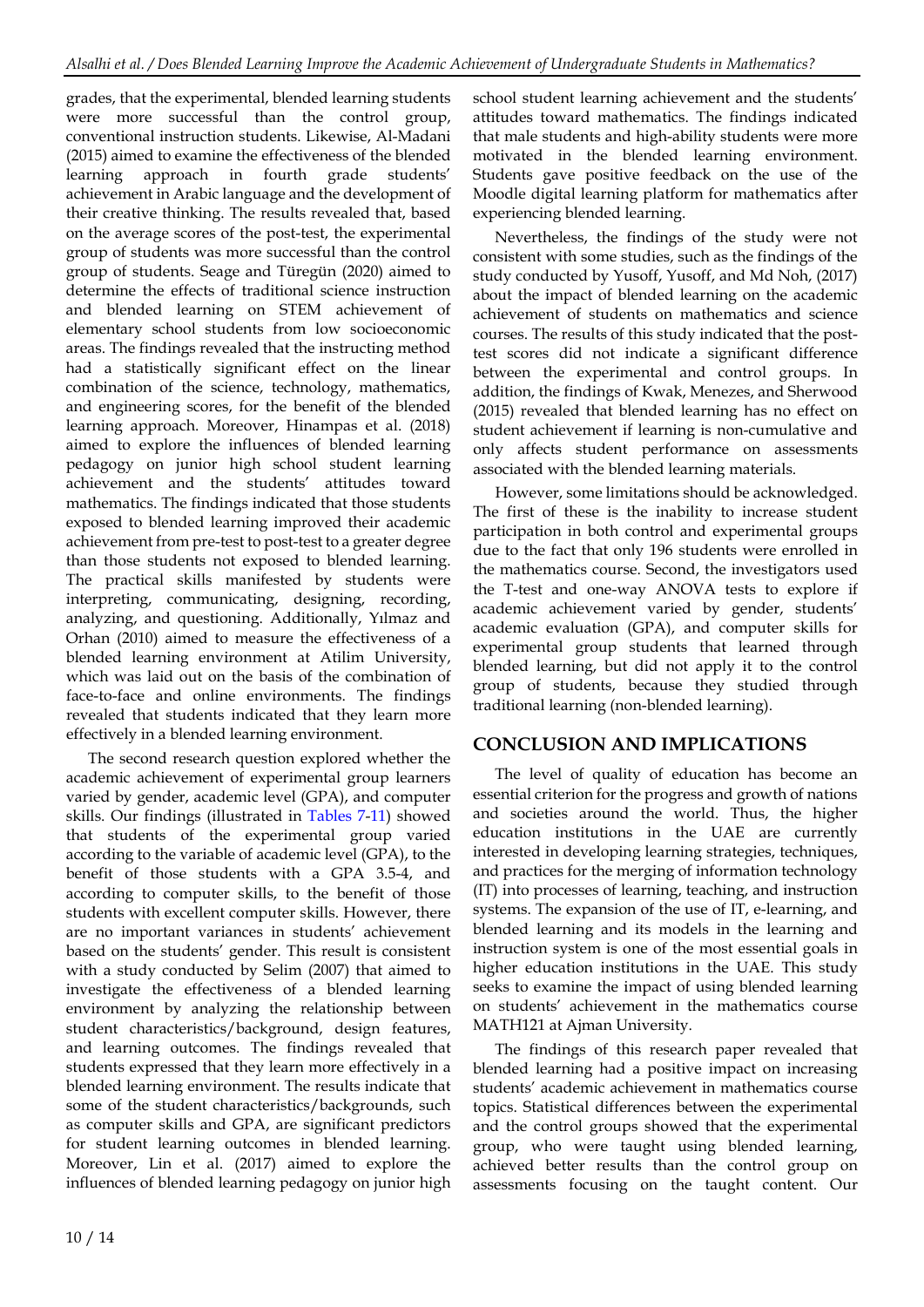grades, that the experimental, blended learning students were more successful than the control group, conventional instruction students. Likewise, Al-Madani (2015) aimed to examine the effectiveness of the blended learning approach in fourth grade students' achievement in Arabic language and the development of their creative thinking. The results revealed that, based on the average scores of the post-test, the experimental group of students was more successful than the control group of students. Seage and Türegün (2020) aimed to determine the effects of traditional science instruction and blended learning on STEM achievement of elementary school students from low socioeconomic areas. The findings revealed that the instructing method had a statistically significant effect on the linear combination of the science, technology, mathematics, and engineering scores, for the benefit of the blended learning approach. Moreover, Hinampas et al. (2018) aimed to explore the influences of blended learning pedagogy on junior high school student learning achievement and the students' attitudes toward mathematics. The findings indicated that those students exposed to blended learning improved their academic achievement from pre-test to post-test to a greater degree than those students not exposed to blended learning. The practical skills manifested by students were interpreting, communicating, designing, recording, analyzing, and questioning. Additionally, Yılmaz and Orhan (2010) aimed to measure the effectiveness of a blended learning environment at Atilim University, which was laid out on the basis of the combination of face-to-face and online environments. The findings revealed that students indicated that they learn more effectively in a blended learning environment.

The second research question explored whether the academic achievement of experimental group learners varied by gender, academic level (GPA), and computer skills. Our findings (illustrated in Tables 7-11) showed that students of the experimental group varied according to the variable of academic level (GPA), to the benefit of those students with a GPA 3.5-4, and according to computer skills, to the benefit of those students with excellent computer skills. However, there are no important variances in students' achievement based on the students' gender. This result is consistent with a study conducted by Selim (2007) that aimed to investigate the effectiveness of a blended learning environment by analyzing the relationship between student characteristics/background, design features, and learning outcomes. The findings revealed that students expressed that they learn more effectively in a blended learning environment. The results indicate that some of the student characteristics/backgrounds, such as computer skills and GPA, are significant predictors for student learning outcomes in blended learning. Moreover, Lin et al. (2017) aimed to explore the influences of blended learning pedagogy on junior high school student learning achievement and the students' attitudes toward mathematics. The findings indicated that male students and high-ability students were more motivated in the blended learning environment. Students gave positive feedback on the use of the Moodle digital learning platform for mathematics after experiencing blended learning.

Nevertheless, the findings of the study were not consistent with some studies, such as the findings of the study conducted by Yusoff, Yusoff, and Md Noh, (2017) about the impact of blended learning on the academic achievement of students on mathematics and science courses. The results of this study indicated that the post-test scores did not indicate a significant difference between the experimental and control groups. In addition, the findings of Kwak, Menezes, and Sherwood (2015) revealed that blended learning has no effect on student achievement if learning is non-cumulative and only affects student performance on assessments associated with the blended learning materials.

However, some limitations should be acknowledged. The first of these is the inability to increase student participation in both control and experimental groups due to the fact that only 196 students were enrolled in the mathematics course. Second, the investigators used the T-test and one-way ANOVA tests to explore if academic achievement varied by gender, students' academic evaluation (GPA), and computer skills for experimental group students that learned through blended learning, but did not apply it to the control group of students, because they studied through traditional learning (non-blended learning).

## CONCLUSION AND IMPLICATIONS

The level of quality of education has become an essential criterion for the progress and growth of nations and societies around the world. Thus, the higher education institutions in the UAE are currently interested in developing learning strategies, techniques, and practices for the merging of information technology (IT) into processes of learning, teaching, and instruction systems. The expansion of the use of IT, e-learning, and blended learning and its models in the learning and instruction system is one of the most essential goals in higher education institutions in the UAE. This study seeks to examine the impact of using blended learning on students' achievement in the mathematics course MATH121 at Ajman University.

The findings of this research paper revealed that blended learning had a positive impact on increasing students' academic achievement in mathematics course topics. Statistical differences between the experimental and the control groups showed that the experimental group, who were taught using blended learning, achieved better results than the control group on assessments focusing on the taught content. Our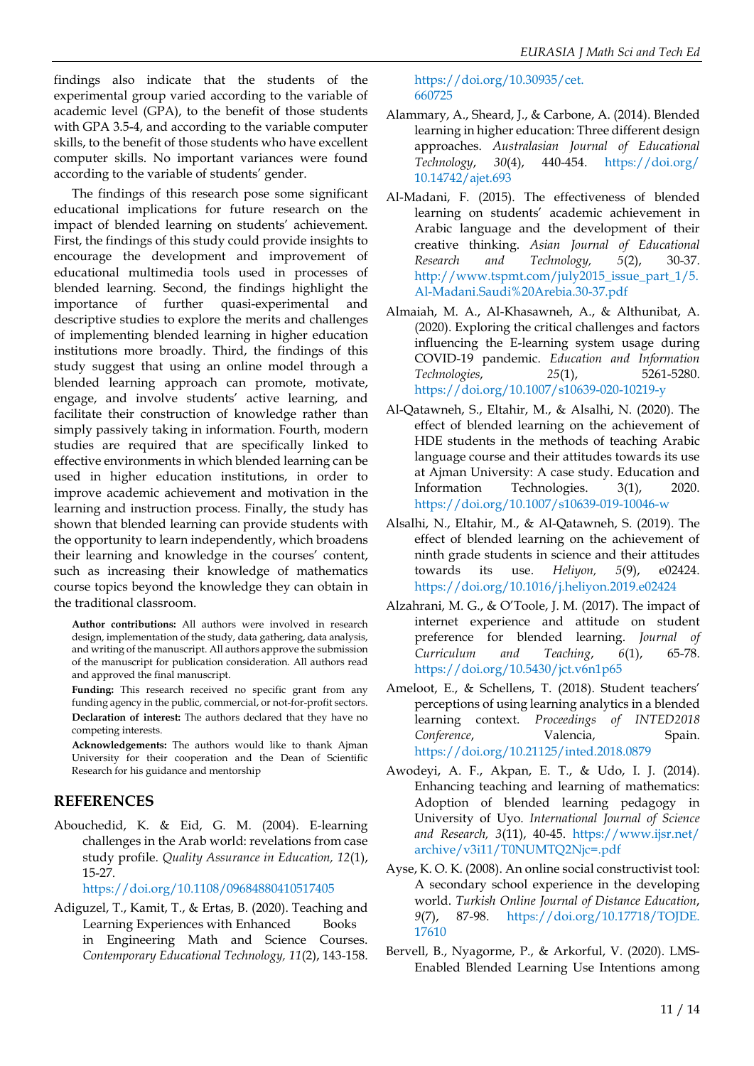findings also indicate that the students of the experimental group varied according to the variable of academic level (GPA), to the benefit of those students with GPA 3.5-4, and according to the variable computer skills, to the benefit of those students who have excellent computer skills. No important variances were found according to the variable of students' gender.

The findings of this research pose some significant educational implications for future research on the impact of blended learning on students' achievement. First, the findings of this study could provide insights to encourage the development and improvement of educational multimedia tools used in processes of blended learning. Second, the findings highlight the importance of further quasi-experimental and descriptive studies to explore the merits and challenges of implementing blended learning in higher education institutions more broadly. Third, the findings of this study suggest that using an online model through a blended learning approach can promote, motivate, engage, and involve students' active learning, and facilitate their construction of knowledge rather than simply passively taking in information. Fourth, modern studies are required that are specifically linked to effective environments in which blended learning can be used in higher education institutions, in order to improve academic achievement and motivation in the learning and instruction process. Finally, the study has shown that blended learning can provide students with the opportunity to learn independently, which broadens their learning and knowledge in the courses' content, such as increasing their knowledge of mathematics course topics beyond the knowledge they can obtain in the traditional classroom.

**Author contributions:** All authors were involved in research design, implementation of the study, data gathering, data analysis, and writing of the manuscript. All authors approve the submission of the manuscript for publication consideration. All authors read and approved the final manuscript.

**Funding:** This research received no specific grant from any funding agency in the public, commercial, or not-for-profit sectors.

**Declaration of interest:** The authors declared that they have no competing interests.

**Acknowledgements:** The authors would like to thank Ajman University for their cooperation and the Dean of Scientific Research for his guidance and mentorship

## REFERENCES

Abouchedid, K. & Eid, G. M. (2004). E-learning challenges in the Arab world: revelations from case study profile. *Quality Assurance in Education, 12*(1), 15-27. https://doi.org/10.1108/09684880410517405

Adiguzel, T., Kamit, T., & Ertas, B. (2020). Teaching and Learning Experiences with Enhanced Books in Engineering Math and Science Courses. *Contemporary Educational Technology, 11*(2), 143-158. https://doi.org/10.30935/cet.660725

Alammary, A., Sheard, J., & Carbone, A. (2014). Blended learning in higher education: Three different design approaches. *Australasian Journal of Educational Technology*, *30*(4), 440-454. https://doi.org/10.14742/ajet.693

Al-Madani, F. (2015). The effectiveness of blended learning on students' academic achievement in Arabic language and the development of their creative thinking. *Asian Journal of Educational Research and Technology, 5*(2), 30-37. http://www.tspmt.com/july2015_issue_part_1/5.Al-Madani.Saudi%20Arebia.30-37.pdf

Almaiah, M. A., Al-Khasawneh, A., & Althunibat, A. (2020). Exploring the critical challenges and factors influencing the E-learning system usage during COVID-19 pandemic. *Education and Information Technologies*, *25*(1), 5261-5280. https://doi.org/10.1007/s10639-020-10219-y

Al-Qatawneh, S., Eltahir, M., & Alsalhi, N. (2020). The effect of blended learning on the achievement of HDE students in the methods of teaching Arabic language course and their attitudes towards its use at Ajman University: A case study. Education and Information Technologies. 3(1), 2020. https://doi.org/10.1007/s10639-019-10046-w

Alsalhi, N., Eltahir, M., & Al-Qatawneh, S. (2019). The effect of blended learning on the achievement of ninth grade students in science and their attitudes towards its use. *Heliyon, 5*(9), e02424. https://doi.org/10.1016/j.heliyon.2019.e02424

Alzahrani, M. G., & O'Toole, J. M. (2017). The impact of internet experience and attitude on student preference for blended learning. *Journal of Curriculum and Teaching*, *6*(1), 65-78. https://doi.org/10.5430/jct.v6n1p65

Ameloot, E., & Schellens, T. (2018). Student teachers' perceptions of using learning analytics in a blended learning context. *Proceedings of INTED2018 Conference*, Valencia, Spain. https://doi.org/10.21125/inted.2018.0879

Awodeyi, A. F., Akpan, E. T., & Udo, I. J. (2014). Enhancing teaching and learning of mathematics: Adoption of blended learning pedagogy in University of Uyo. *International Journal of Science and Research, 3*(11), 40-45. https://www.ijsr.net/archive/v3i11/T0NUMTQ2Njc=.pdf

Ayse, K. O. K. (2008). An online social constructivist tool: A secondary school experience in the developing world. *Turkish Online Journal of Distance Education*, *9*(7), 87-98. https://doi.org/10.17718/TOJDE.17610

Bervell, B., Nyagorme, P., & Arkorful, V. (2020). LMS-Enabled Blended Learning Use Intentions among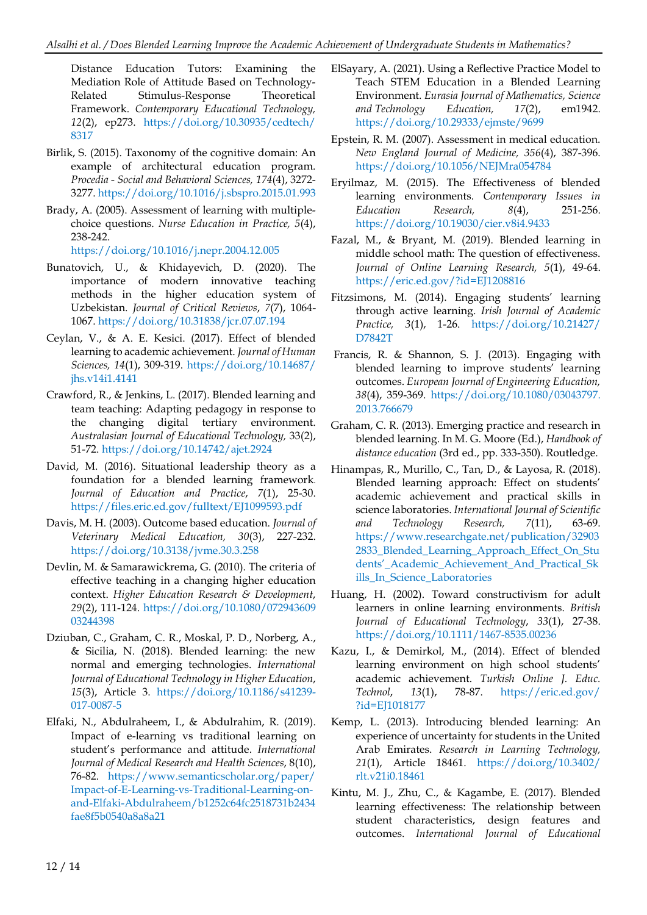Distance Education Tutors: Examining the Mediation Role of Attitude Based on Technology-Related Stimulus-Response Theoretical Framework. *Contemporary Educational Technology, 12*(2), ep273. https://doi.org/10.30935/cedtech/8317

Birlik, S. (2015). Taxonomy of the cognitive domain: An example of architectural education program. *Procedia - Social and Behavioral Sciences, 174*(4), 3272-3277. https://doi.org/10.1016/j.sbspro.2015.01.993

Brady, A. (2005). Assessment of learning with multiple-choice questions. *Nurse Education in Practice, 5*(4), 238-242. https://doi.org/10.1016/j.nepr.2004.12.005

Bunatovich, U., & Khidayevich, D. (2020). The importance of modern innovative teaching methods in the higher education system of Uzbekistan. *Journal of Critical Reviews*, *7*(7), 1064-1067. https://doi.org/10.31838/jcr.07.07.194

Ceylan, V., & A. E. Kesici. (2017). Effect of blended learning to academic achievement. *Journal of Human Sciences, 14*(1), 309-319. https://doi.org/10.14687/jhs.v14i1.4141

Crawford, R., & Jenkins, L. (2017). Blended learning and team teaching: Adapting pedagogy in response to the changing digital tertiary environment. *Australasian Journal of Educational Technology,* 33(2), 51-72. https://doi.org/10.14742/ajet.2924

David, M. (2016). Situational leadership theory as a foundation for a blended learning framework. *Journal of Education and Practice*, *7*(1), 25-30. https://files.eric.ed.gov/fulltext/EJ1099593.pdf

Davis, M. H. (2003). Outcome based education. *Journal of Veterinary Medical Education, 30*(3), 227-232. https://doi.org/10.3138/jvme.30.3.258

Devlin, M. & Samarawickrema, G. (2010). The criteria of effective teaching in a changing higher education context. *Higher Education Research & Development*, *29*(2), 111-124. https://doi.org/10.1080/07294360903244398

Dziuban, C., Graham, C. R., Moskal, P. D., Norberg, A., & Sicilia, N. (2018). Blended learning: the new normal and emerging technologies. *International Journal of Educational Technology in Higher Education*, *15*(3), Article 3. https://doi.org/10.1186/s41239-017-0087-5

Elfaki, N., Abdulraheem, I., & Abdulrahim, R. (2019). Impact of e-learning vs traditional learning on student's performance and attitude. *International Journal of Medical Research and Health Sciences*, 8(10), 76-82. https://www.semanticscholar.org/paper/Impact-of-E-Learning-vs-Traditional-Learning-on-and-Elfaki-Abdulraheem/b1252c64fc2518731b2434fae8f5b0540a8a8a21

ElSayary, A. (2021). Using a Reflective Practice Model to Teach STEM Education in a Blended Learning Environment. *Eurasia Journal of Mathematics, Science and Technology Education, 17*(2), em1942. https://doi.org/10.29333/ejmste/9699

Epstein, R. M. (2007). Assessment in medical education. *New England Journal of Medicine, 356*(4), 387-396. https://doi.org/10.1056/NEJMra054784

Eryilmaz, M. (2015). The Effectiveness of blended learning environments. *Contemporary Issues in Education Research, 8*(4), 251-256. https://doi.org/10.19030/cier.v8i4.9433

Fazal, M., & Bryant, M. (2019). Blended learning in middle school math: The question of effectiveness. *Journal of Online Learning Research, 5*(1), 49-64. https://eric.ed.gov/?id=EJ1208816

Fitzsimons, M. (2014). Engaging students' learning through active learning. *Irish Journal of Academic Practice, 3*(1), 1-26. https://doi.org/10.21427/D7842T

Francis, R. & Shannon, S. J. (2013). Engaging with blended learning to improve students' learning outcomes. *European Journal of Engineering Education, 38*(4), 359-369. https://doi.org/10.1080/03043797.2013.766679

Graham, C. R. (2013). Emerging practice and research in blended learning. In M. G. Moore (Ed.), *Handbook of distance education* (3rd ed., pp. 333-350). Routledge.

Hinampas, R., Murillo, C., Tan, D., & Layosa, R. (2018). Blended learning approach: Effect on students' academic achievement and practical skills in science laboratories. *International Journal of Scientific and Technology Research, 7*(11), 63-69. https://www.researchgate.net/publication/329032833_Blended_Learning_Approach_Effect_On_Students'_Academic_Achievement_And_Practical_Skills_In_Science_Laboratories

Huang, H. (2002). Toward constructivism for adult learners in online learning environments. *British Journal of Educational Technology*, *33*(1), 27-38. https://doi.org/10.1111/1467-8535.00236

Kazu, I., & Demirkol, M., (2014). Effect of blended learning environment on high school students' academic achievement. *Turkish Online J. Educ. Technol*, *13*(1), 78-87. https://eric.ed.gov/?id=EJ1018177

Kemp, L. (2013). Introducing blended learning: An experience of uncertainty for students in the United Arab Emirates. *Research in Learning Technology, 21*(1), Article 18461. https://doi.org/10.3402/rlt.v21i0.18461

Kintu, M. J., Zhu, C., & Kagambe, E. (2017). Blended learning effectiveness: The relationship between student characteristics, design features and outcomes. *International Journal of Educational*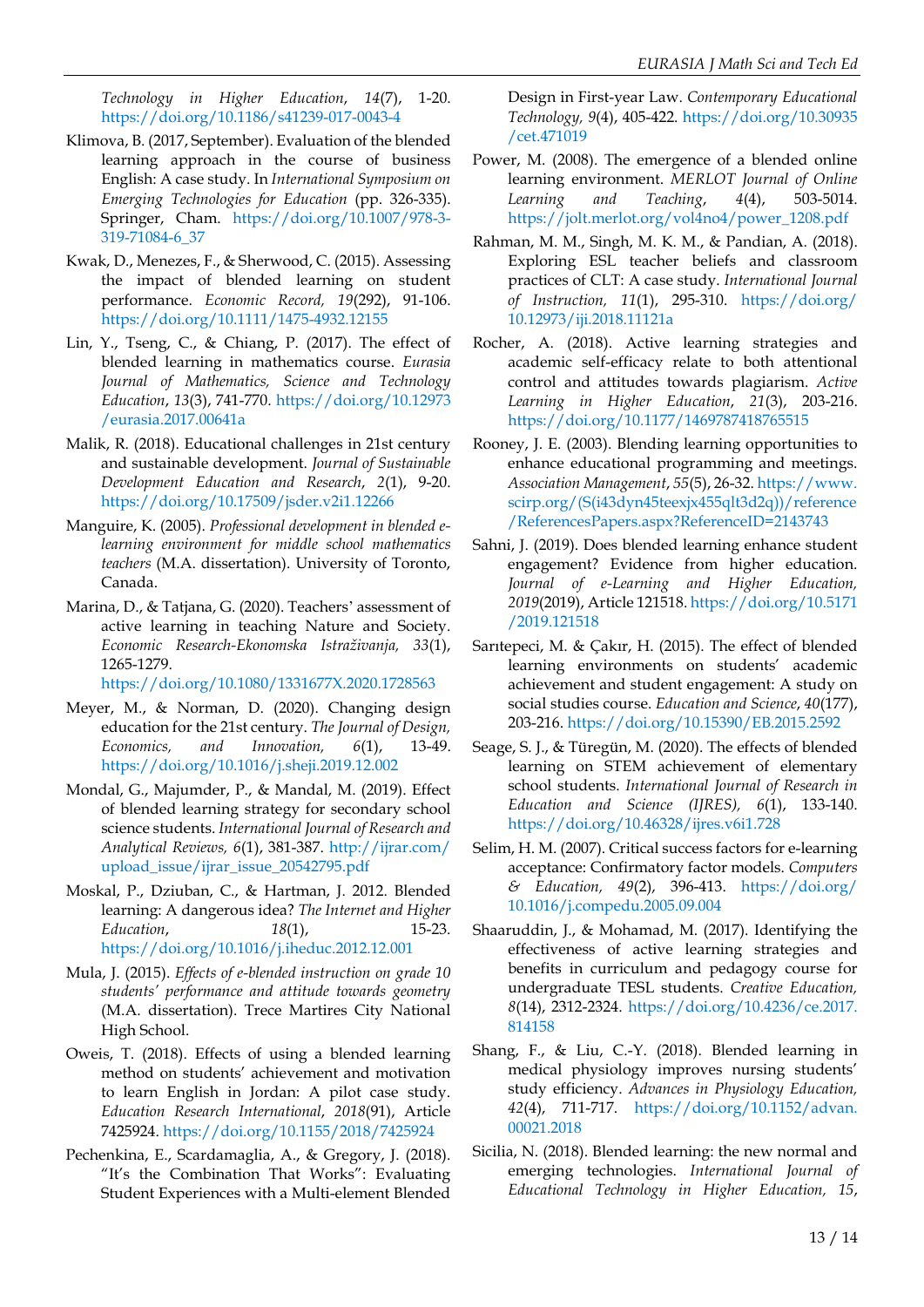*Technology in Higher Education*, *14*(7), 1-20. https://doi.org/10.1186/s41239-017-0043-4

Klimova, B. (2017, September). Evaluation of the blended learning approach in the course of business English: A case study. In *International Symposium on Emerging Technologies for Education* (pp. 326-335). Springer, Cham. https://doi.org/10.1007/978-3-319-71084-6_37

Kwak, D., Menezes, F., & Sherwood, C. (2015). Assessing the impact of blended learning on student performance. *Economic Record, 19*(292), 91-106. https://doi.org/10.1111/1475-4932.12155

Lin, Y., Tseng, C., & Chiang, P. (2017). The effect of blended learning in mathematics course. *Eurasia Journal of Mathematics, Science and Technology Education*, *13*(3), 741-770. https://doi.org/10.12973/eurasia.2017.00641a

Malik, R. (2018). Educational challenges in 21st century and sustainable development. *Journal of Sustainable Development Education and Research*, *2*(1), 9-20. https://doi.org/10.17509/jsder.v2i1.12266

Manguire, K. (2005). *Professional development in blended e-learning environment for middle school mathematics teachers* (M.A. dissertation). University of Toronto, Canada.

Marina, D., & Tatjana, G. (2020). Teachers' assessment of active learning in teaching Nature and Society. *Economic Research-Ekonomska Istraživanja, 33*(1), 1265-1279. https://doi.org/10.1080/1331677X.2020.1728563

Meyer, M., & Norman, D. (2020). Changing design education for the 21st century. *The Journal of Design, Economics, and Innovation, 6*(1), 13-49. https://doi.org/10.1016/j.sheji.2019.12.002

Mondal, G., Majumder, P., & Mandal, M. (2019). Effect of blended learning strategy for secondary school science students. *International Journal of Research and Analytical Reviews, 6*(1), 381-387. http://ijrar.com/upload_issue/ijrar_issue_20542795.pdf

Moskal, P., Dziuban, C., & Hartman, J. 2012. Blended learning: A dangerous idea? *The Internet and Higher Education*, *18*(1), 15-23. https://doi.org/10.1016/j.iheduc.2012.12.001

Mula, J. (2015). *Effects of e-blended instruction on grade 10 students' performance and attitude towards geometry* (M.A. dissertation). Trece Martires City National High School.

Oweis, T. (2018). Effects of using a blended learning method on students' achievement and motivation to learn English in Jordan: A pilot case study. *Education Research International*, *2018*(91), Article 7425924. https://doi.org/10.1155/2018/7425924

Pechenkina, E., Scardamaglia, A., & Gregory, J. (2018). "It's the Combination That Works": Evaluating Student Experiences with a Multi-element Blended Design in First-year Law. *Contemporary Educational Technology, 9*(4), 405-422. https://doi.org/10.30935/cet.471019

Power, M. (2008). The emergence of a blended online learning environment. *MERLOT Journal of Online Learning and Teaching*, *4*(4), 503-5014. https://jolt.merlot.org/vol4no4/power_1208.pdf

Rahman, M. M., Singh, M. K. M., & Pandian, A. (2018). Exploring ESL teacher beliefs and classroom practices of CLT: A case study. *International Journal of Instruction, 11*(1), 295-310. https://doi.org/10.12973/iji.2018.11121a

Rocher, A. (2018). Active learning strategies and academic self-efficacy relate to both attentional control and attitudes towards plagiarism. *Active Learning in Higher Education*, *21*(3), 203-216. https://doi.org/10.1177/1469787418765515

Rooney, J. E. (2003). Blending learning opportunities to enhance educational programming and meetings. *Association Management*, *55*(5), 26-32. https://www.scirp.org/(S(i43dyn45teexjx455qlt3d2q))/reference/ReferencesPapers.aspx?ReferenceID=2143743

Sahni, J. (2019). Does blended learning enhance student engagement? Evidence from higher education. *Journal of e-Learning and Higher Education, 2019*(2019), Article 121518. https://doi.org/10.5171/2019.121518

Sarıtepeci, M. & Çakır, H. (2015). The effect of blended learning environments on students' academic achievement and student engagement: A study on social studies course. *Education and Science*, *40*(177), 203-216. https://doi.org/10.15390/EB.2015.2592

Seage, S. J., & Türegün, M. (2020). The effects of blended learning on STEM achievement of elementary school students. *International Journal of Research in Education and Science (IJRES), 6*(1), 133-140. https://doi.org/10.46328/ijres.v6i1.728

Selim, H. M. (2007). Critical success factors for e-learning acceptance: Confirmatory factor models. *Computers & Education, 49*(2), 396-413. https://doi.org/10.1016/j.compedu.2005.09.004

Shaaruddin, J., & Mohamad, M. (2017). Identifying the effectiveness of active learning strategies and benefits in curriculum and pedagogy course for undergraduate TESL students. *Creative Education, 8*(14), 2312-2324. https://doi.org/10.4236/ce.2017.814158

Shang, F., & Liu, C.-Y. (2018). Blended learning in medical physiology improves nursing students' study efficiency. *Advances in Physiology Education, 42*(4), 711-717. https://doi.org/10.1152/advan.00021.2018

Sicilia, N. (2018). Blended learning: the new normal and emerging technologies. *International Journal of Educational Technology in Higher Education, 15*,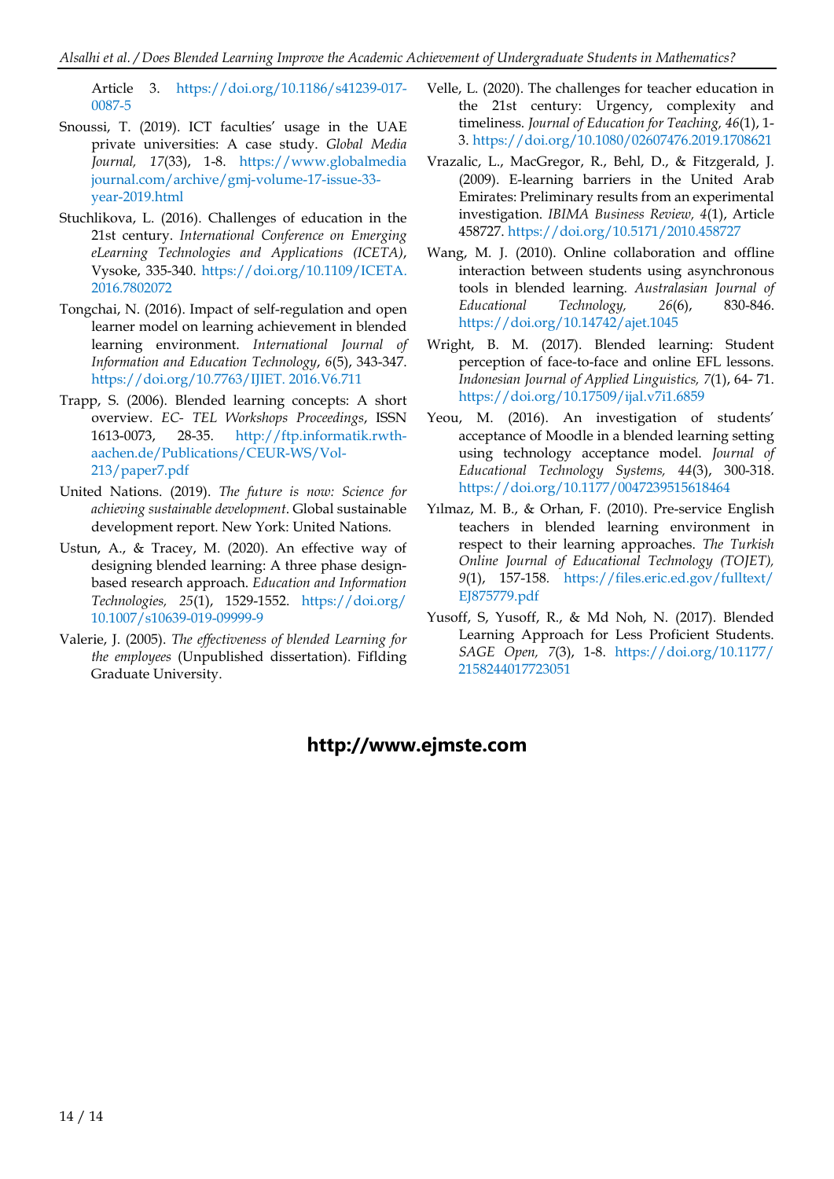Article 3. https://doi.org/10.1186/s41239-017-0087-5

Snoussi, T. (2019). ICT faculties' usage in the UAE private universities: A case study. *Global Media Journal, 17*(33), 1-8. https://www.globalmediajournal.com/archive/gmj-volume-17-issue-33-year-2019.html

Stuchlikova, L. (2016). Challenges of education in the 21st century. *International Conference on Emerging eLearning Technologies and Applications (ICETA)*, Vysoke, 335-340. https://doi.org/10.1109/ICETA.2016.7802072

Tongchai, N. (2016). Impact of self-regulation and open learner model on learning achievement in blended learning environment. *International Journal of Information and Education Technology*, *6*(5), 343-347. https://doi.org/10.7763/IJIET. 2016.V6.711

Trapp, S. (2006). Blended learning concepts: A short overview. *EC- TEL Workshops Proceedings*, ISSN 1613-0073, 28-35. http://ftp.informatik.rwth-aachen.de/Publications/CEUR-WS/Vol-213/paper7.pdf

United Nations. (2019). *The future is now: Science for achieving sustainable development*. Global sustainable development report. New York: United Nations.

Ustun, A., & Tracey, M. (2020). An effective way of designing blended learning: A three phase design-based research approach. *Education and Information Technologies, 25*(1), 1529-1552. https://doi.org/10.1007/s10639-019-09999-9

Valerie, J. (2005). *The effectiveness of blended Learning for the employees* (Unpublished dissertation). Fiflding Graduate University.

Velle, L. (2020). The challenges for teacher education in the 21st century: Urgency, complexity and timeliness. *Journal of Education for Teaching, 46*(1), 1-3. https://doi.org/10.1080/02607476.2019.1708621

Vrazalic, L., MacGregor, R., Behl, D., & Fitzgerald, J. (2009). E-learning barriers in the United Arab Emirates: Preliminary results from an experimental investigation. *IBIMA Business Review, 4*(1), Article 458727. https://doi.org/10.5171/2010.458727

Wang, M. J. (2010). Online collaboration and offline interaction between students using asynchronous tools in blended learning. *Australasian Journal of Educational Technology, 26*(6), 830-846. https://doi.org/10.14742/ajet.1045

Wright, B. M. (2017). Blended learning: Student perception of face-to-face and online EFL lessons. *Indonesian Journal of Applied Linguistics, 7*(1), 64- 71. https://doi.org/10.17509/ijal.v7i1.6859

Yeou, M. (2016). An investigation of students' acceptance of Moodle in a blended learning setting using technology acceptance model. *Journal of Educational Technology Systems, 44*(3), 300-318. https://doi.org/10.1177/0047239515618464

Yılmaz, M. B., & Orhan, F. (2010). Pre-service English teachers in blended learning environment in respect to their learning approaches. *The Turkish Online Journal of Educational Technology (TOJET), 9*(1), 157-158. https://files.eric.ed.gov/fulltext/EJ875779.pdf

Yusoff, S, Yusoff, R., & Md Noh, N. (2017). Blended Learning Approach for Less Proficient Students. *SAGE Open, 7*(3), 1-8. https://doi.org/10.1177/2158244017723051

**http://www.ejmste.com**